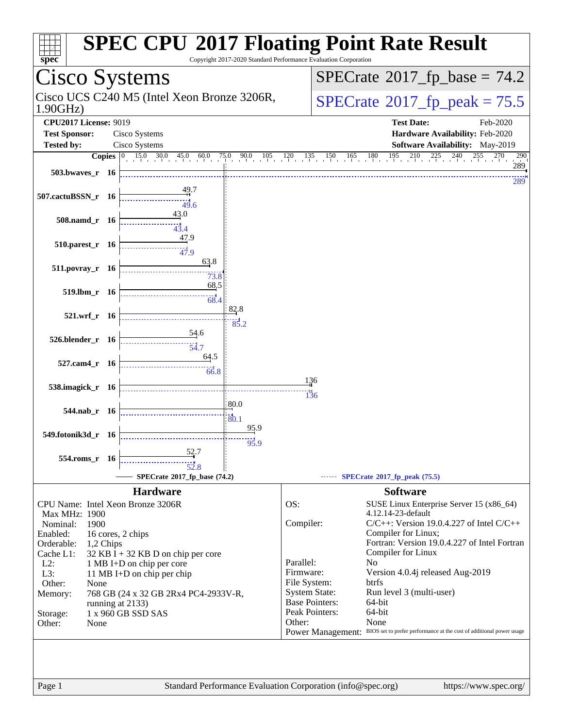# SPEC CPU 2017 Floating Point Rate Result

Copyright 2017-2020 Standard Performance Evaluation Corporation

## Cisco Systems

Cisco UCS C240 M5 (Intel Xeon Bronze 3206R, 1.90GHz)

SPECrate 2017_fp_base = 74.2

SPECrate 2017_fp_peak = 75.5

| | | | |
|---|---|---|---|
| **CPU2017 License:** | 9019 | **Test Date:** | Feb-2020 |
| **Test Sponsor:** | Cisco Systems | **Hardware Availability:** | Feb-2020 |
| **Tested by:** | Cisco Systems | **Software Availability:** | May-2019 |

| Benchmark | Copies | Base | Peak |
|---|---|---|---|
| 503.bwaves_r | 16 | 289 | 289 |
| 507.cactuBSSN_r | 16 | 49.7 | 49.6 |
| 508.namd_r | 16 | 43.0 | 43.4 |
| 510.parest_r | 16 | 47.9 | 47.9 |
| 511.povray_r | 16 | 63.8 | 73.8 |
| 519.lbm_r | 16 | 68.5 | 68.4 |
| 521.wrf_r | 16 | 82.8 | 85.2 |
| 526.blender_r | 16 | 54.6 | 54.7 |
| 527.cam4_r | 16 | 64.5 | 66.8 |
| 538.imagick_r | 16 | 136 | 136 |
| 544.nab_r | 16 | 80.0 | 80.1 |
| 549.fotonik3d_r | 16 | 95.9 | 95.9 |
| 554.roms_r | 16 | 52.7 | 52.8 |

SPECrate 2017_fp_base (74.2) — SPECrate 2017_fp_peak (75.5)

## Hardware

| | |
|---|---|
| CPU Name: | Intel Xeon Bronze 3206R |
| Max MHz: | 1900 |
| Nominal: | 1900 |
| Enabled: | 16 cores, 2 chips |
| Orderable: | 1,2 Chips |
| Cache L1: | 32 KB I + 32 KB D on chip per core |
| L2: | 1 MB I+D on chip per core |
| L3: | 11 MB I+D on chip per chip |
| Other: | None |
| Memory: | 768 GB (24 x 32 GB 2Rx4 PC4-2933V-R, running at 2133) |
| Storage: | 1 x 960 GB SSD SAS |
| Other: | None |

## Software

| | |
|---|---|
| OS: | SUSE Linux Enterprise Server 15 (x86_64) 4.12.14-23-default |
| Compiler: | C/C++: Version 19.0.4.227 of Intel C/C++ Compiler for Linux; Fortran: Version 19.0.4.227 of Intel Fortran Compiler for Linux |
| Parallel: | No |
| Firmware: | Version 4.0.4j released Aug-2019 |
| File System: | btrfs |
| System State: | Run level 3 (multi-user) |
| Base Pointers: | 64-bit |
| Peak Pointers: | 64-bit |
| Other: | None |
| Power Management: | BIOS set to prefer performance at the cost of additional power usage |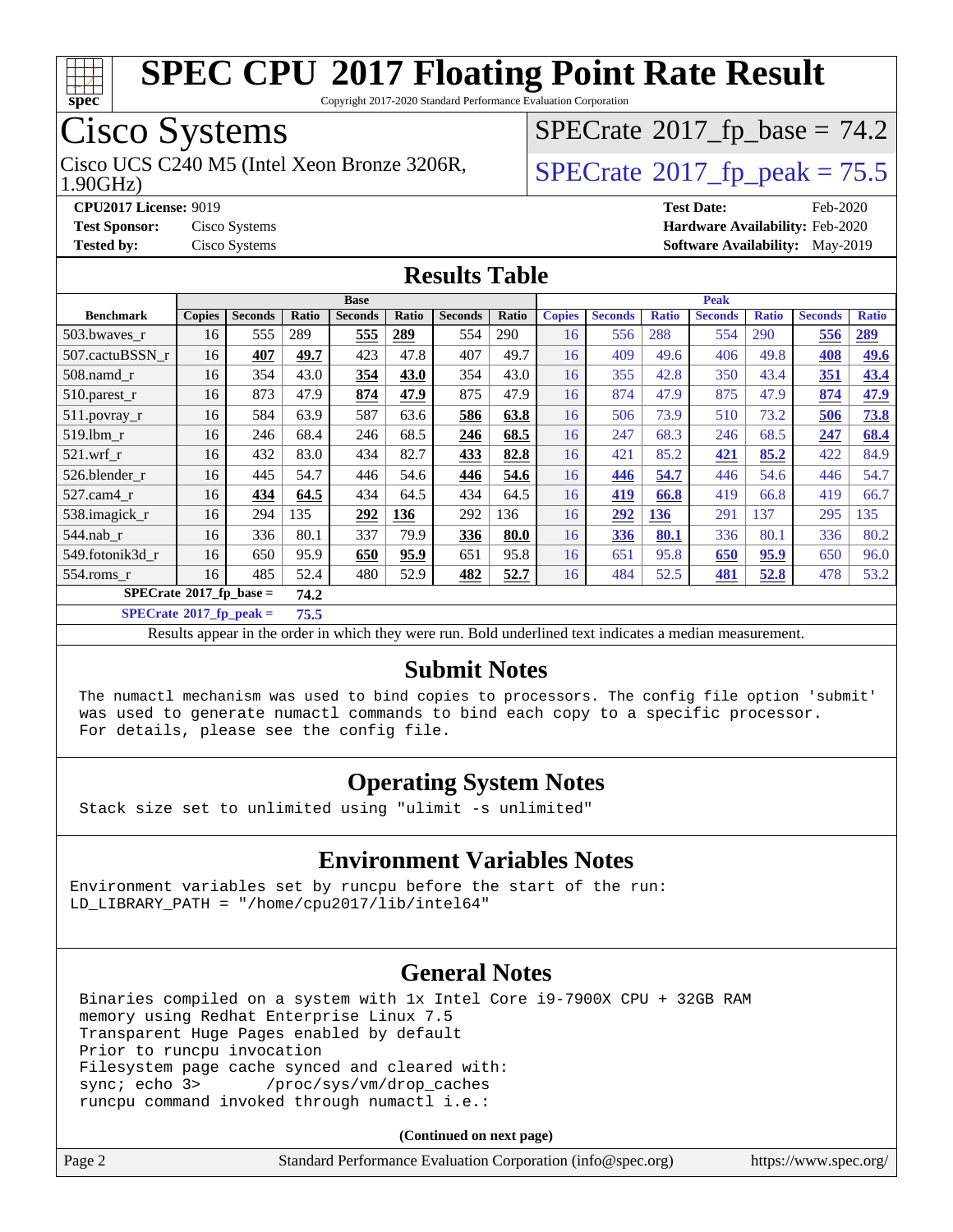# SPEC CPU 2017 Floating Point Rate Result

Copyright 2017-2020 Standard Performance Evaluation Corporation

## Cisco Systems

Cisco UCS C240 M5 (Intel Xeon Bronze 3206R, 1.90GHz)

SPECrate 2017_fp_base = 74.2

SPECrate 2017_fp_peak = 75.5

**CPU2017 License:** 9019
**Test Sponsor:** Cisco Systems
**Tested by:** Cisco Systems

**Test Date:** Feb-2020
**Hardware Availability:** Feb-2020
**Software Availability:** May-2019

## Results Table

| Benchmark | Base | | | | | | | Peak | | | | | | |
|---|---|---|---|---|---|---|---|---|---|---|---|---|---|---|
| | Copies | Seconds | Ratio | Seconds | Ratio | Seconds | Ratio | Copies | Seconds | Ratio | Seconds | Ratio | Seconds | Ratio |
| 503.bwaves_r | 16 | 555 | 289 | **555** | **289** | 554 | 290 | 16 | 556 | 288 | 554 | 290 | **556** | **289** |
| 507.cactuBSSN_r | 16 | **407** | **49.7** | 423 | 47.8 | 407 | 49.7 | 16 | 409 | 49.6 | 406 | 49.8 | **408** | **49.6** |
| 508.namd_r | 16 | 354 | 43.0 | **354** | **43.0** | 354 | 43.0 | 16 | 355 | 42.8 | 350 | 43.4 | **351** | **43.4** |
| 510.parest_r | 16 | 873 | 47.9 | **874** | **47.9** | 875 | 47.9 | 16 | 874 | 47.9 | 875 | 47.9 | **874** | **47.9** |
| 511.povray_r | 16 | 584 | 63.9 | 587 | 63.6 | **586** | **63.8** | 16 | 506 | 73.9 | 510 | 73.2 | **506** | **73.8** |
| 519.lbm_r | 16 | 246 | 68.4 | 246 | 68.5 | **246** | **68.5** | 16 | 247 | 68.3 | 246 | 68.5 | **247** | **68.4** |
| 521.wrf_r | 16 | 432 | 83.0 | 434 | 82.7 | **433** | **82.8** | 16 | 421 | 85.2 | **421** | **85.2** | 422 | 84.9 |
| 526.blender_r | 16 | 445 | 54.7 | 446 | 54.6 | **446** | **54.6** | 16 | **446** | **54.7** | 446 | 54.6 | 446 | 54.7 |
| 527.cam4_r | 16 | **434** | **64.5** | 434 | 64.5 | 434 | 64.5 | 16 | **419** | **66.8** | 419 | 66.8 | 419 | 66.7 |
| 538.imagick_r | 16 | 294 | 135 | **292** | **136** | 292 | 136 | 16 | **292** | **136** | 291 | 137 | 295 | 135 |
| 544.nab_r | 16 | 336 | 80.1 | 337 | 79.9 | **336** | **80.0** | 16 | **336** | **80.1** | 336 | 80.1 | 336 | 80.2 |
| 549.fotonik3d_r | 16 | 650 | 95.9 | **650** | **95.9** | 651 | 95.8 | 16 | 651 | 95.8 | **650** | **95.9** | 650 | 96.0 |
| 554.roms_r | 16 | 485 | 52.4 | 480 | 52.9 | **482** | **52.7** | 16 | 484 | 52.5 | **481** | **52.8** | 478 | 53.2 |

**SPECrate 2017_fp_base = 74.2**

**SPECrate 2017_fp_peak = 75.5**

Results appear in the order in which they were run. Bold underlined text indicates a median measurement.

## Submit Notes

```
The numactl mechanism was used to bind copies to processors. The config file option 'submit'
was used to generate numactl commands to bind each copy to a specific processor.
For details, please see the config file.
```

## Operating System Notes

```
Stack size set to unlimited using "ulimit -s unlimited"
```

## Environment Variables Notes

```
Environment variables set by runcpu before the start of the run:
LD_LIBRARY_PATH = "/home/cpu2017/lib/intel64"
```

## General Notes

```
Binaries compiled on a system with 1x Intel Core i9-7900X CPU + 32GB RAM
memory using Redhat Enterprise Linux 7.5
Transparent Huge Pages enabled by default
Prior to runcpu invocation
Filesystem page cache synced and cleared with:
sync; echo 3>       /proc/sys/vm/drop_caches
runcpu command invoked through numactl i.e.:
```

(Continued on next page)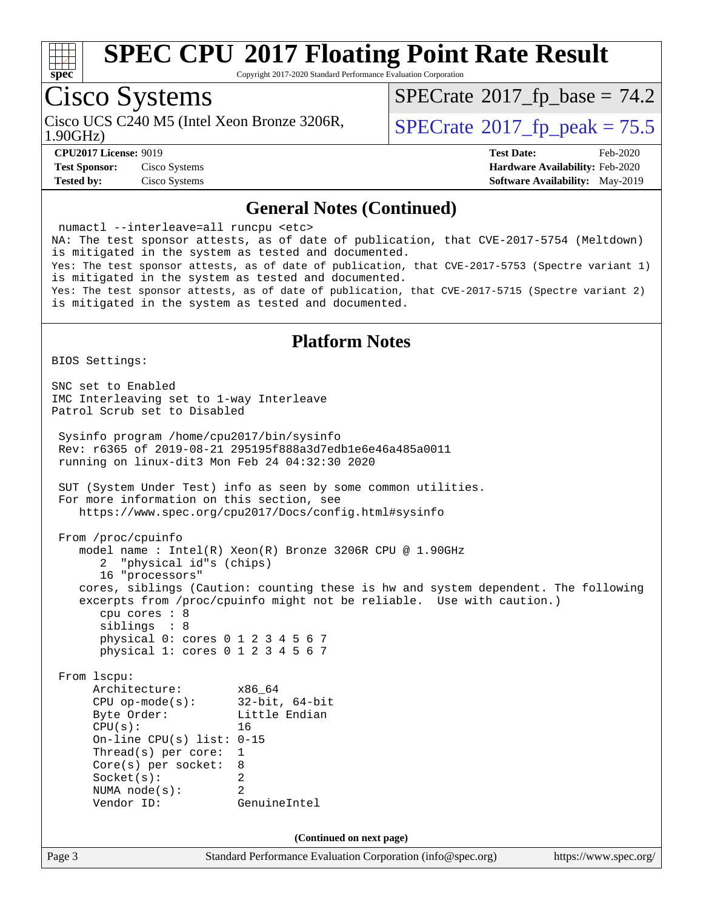## General Notes (Continued)

```
numactl --interleave=all runcpu <etc>
NA: The test sponsor attests, as of date of publication, that CVE-2017-5754 (Meltdown)
is mitigated in the system as tested and documented.
Yes: The test sponsor attests, as of date of publication, that CVE-2017-5753 (Spectre variant 1)
is mitigated in the system as tested and documented.
Yes: The test sponsor attests, as of date of publication, that CVE-2017-5715 (Spectre variant 2)
is mitigated in the system as tested and documented.
```

## Platform Notes

```
BIOS Settings:

SNC set to Enabled
IMC Interleaving set to 1-way Interleave
Patrol Scrub set to Disabled

 Sysinfo program /home/cpu2017/bin/sysinfo
 Rev: r6365 of 2019-08-21 295195f888a3d7edb1e6e46a485a0011
 running on linux-dit3 Mon Feb 24 04:32:30 2020

 SUT (System Under Test) info as seen by some common utilities.
 For more information on this section, see
    https://www.spec.org/cpu2017/Docs/config.html#sysinfo

 From /proc/cpuinfo
    model name : Intel(R) Xeon(R) Bronze 3206R CPU @ 1.90GHz
       2  "physical id"s (chips)
       16 "processors"
    cores, siblings (Caution: counting these is hw and system dependent. The following
    excerpts from /proc/cpuinfo might not be reliable.  Use with caution.)
       cpu cores : 8
       siblings  : 8
       physical 0: cores 0 1 2 3 4 5 6 7
       physical 1: cores 0 1 2 3 4 5 6 7

 From lscpu:
      Architecture:        x86_64
      CPU op-mode(s):      32-bit, 64-bit
      Byte Order:          Little Endian
      CPU(s):              16
      On-line CPU(s) list: 0-15
      Thread(s) per core:  1
      Core(s) per socket:  8
      Socket(s):           2
      NUMA node(s):        2
      Vendor ID:           GenuineIntel
```

(Continued on next page)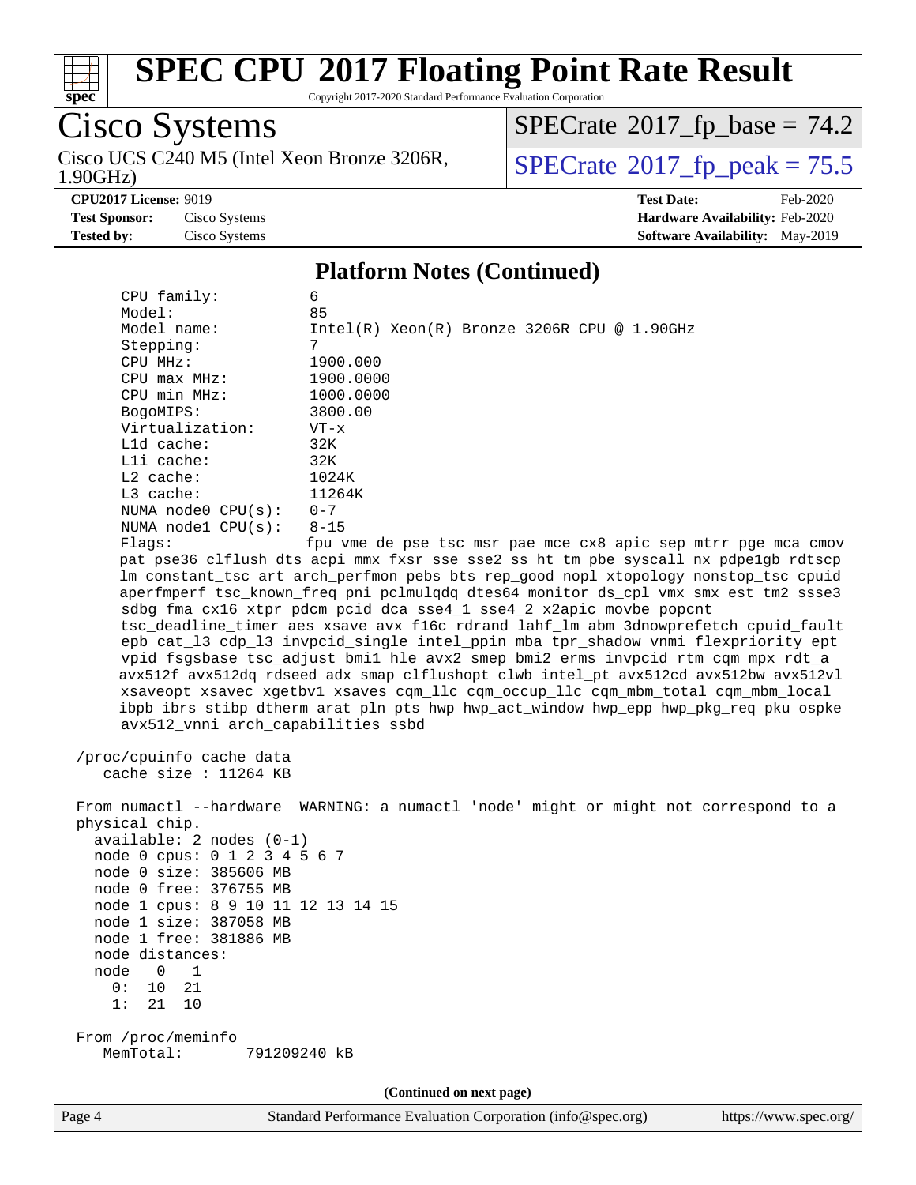# SPEC CPU 2017 Floating Point Rate Result

Copyright 2017-2020 Standard Performance Evaluation Corporation

## Cisco Systems

Cisco UCS C240 M5 (Intel Xeon Bronze 3206R, 1.90GHz)

SPECrate 2017_fp_base = 74.2

SPECrate 2017_fp_peak = 75.5

**CPU2017 License:** 9019
**Test Sponsor:** Cisco Systems
**Tested by:** Cisco Systems

**Test Date:** Feb-2020
**Hardware Availability:** Feb-2020
**Software Availability:** May-2019

### Platform Notes (Continued)

```
     CPU family:          6
     Model:               85
     Model name:          Intel(R) Xeon(R) Bronze 3206R CPU @ 1.90GHz
     Stepping:            7
     CPU MHz:             1900.000
     CPU max MHz:         1900.0000
     CPU min MHz:         1000.0000
     BogoMIPS:            3800.00
     Virtualization:      VT-x
     L1d cache:           32K
     L1i cache:           32K
     L2 cache:            1024K
     L3 cache:            11264K
     NUMA node0 CPU(s):   0-7
     NUMA node1 CPU(s):   8-15
     Flags:               fpu vme de pse tsc msr pae mce cx8 apic sep mtrr pge mca cmov
     pat pse36 clflush dts acpi mmx fxsr sse sse2 ss ht tm pbe syscall nx pdpe1gb rdtscp
     lm constant_tsc art arch_perfmon pebs bts rep_good nopl xtopology nonstop_tsc cpuid
     aperfmperf tsc_known_freq pni pclmulqdq dtes64 monitor ds_cpl vmx smx est tm2 ssse3
     sdbg fma cx16 xtpr pdcm pcid dca sse4_1 sse4_2 x2apic movbe popcnt
     tsc_deadline_timer aes xsave avx f16c rdrand lahf_lm abm 3dnowprefetch cpuid_fault
     epb cat_l3 cdp_l3 invpcid_single intel_ppin mba tpr_shadow vnmi flexpriority ept
     vpid fsgsbase tsc_adjust bmi1 hle avx2 smep bmi2 erms invpcid rtm cqm mpx rdt_a
     avx512f avx512dq rdseed adx smap clflushopt clwb intel_pt avx512cd avx512bw avx512vl
     xsaveopt xsavec xgetbv1 xsaves cqm_llc cqm_occup_llc cqm_mbm_total cqm_mbm_local
     ibpb ibrs stibp dtherm arat pln pts hwp hwp_act_window hwp_epp hwp_pkg_req pku ospke
     avx512_vnni arch_capabilities ssbd

 /proc/cpuinfo cache data
    cache size : 11264 KB

 From numactl --hardware  WARNING: a numactl 'node' might or might not correspond to a
 physical chip.
   available: 2 nodes (0-1)
   node 0 cpus: 0 1 2 3 4 5 6 7
   node 0 size: 385606 MB
   node 0 free: 376755 MB
   node 1 cpus: 8 9 10 11 12 13 14 15
   node 1 size: 387058 MB
   node 1 free: 381886 MB
   node distances:
   node   0   1
     0:  10  21
     1:  21  10

 From /proc/meminfo
    MemTotal:       791209240 kB
```

(Continued on next page)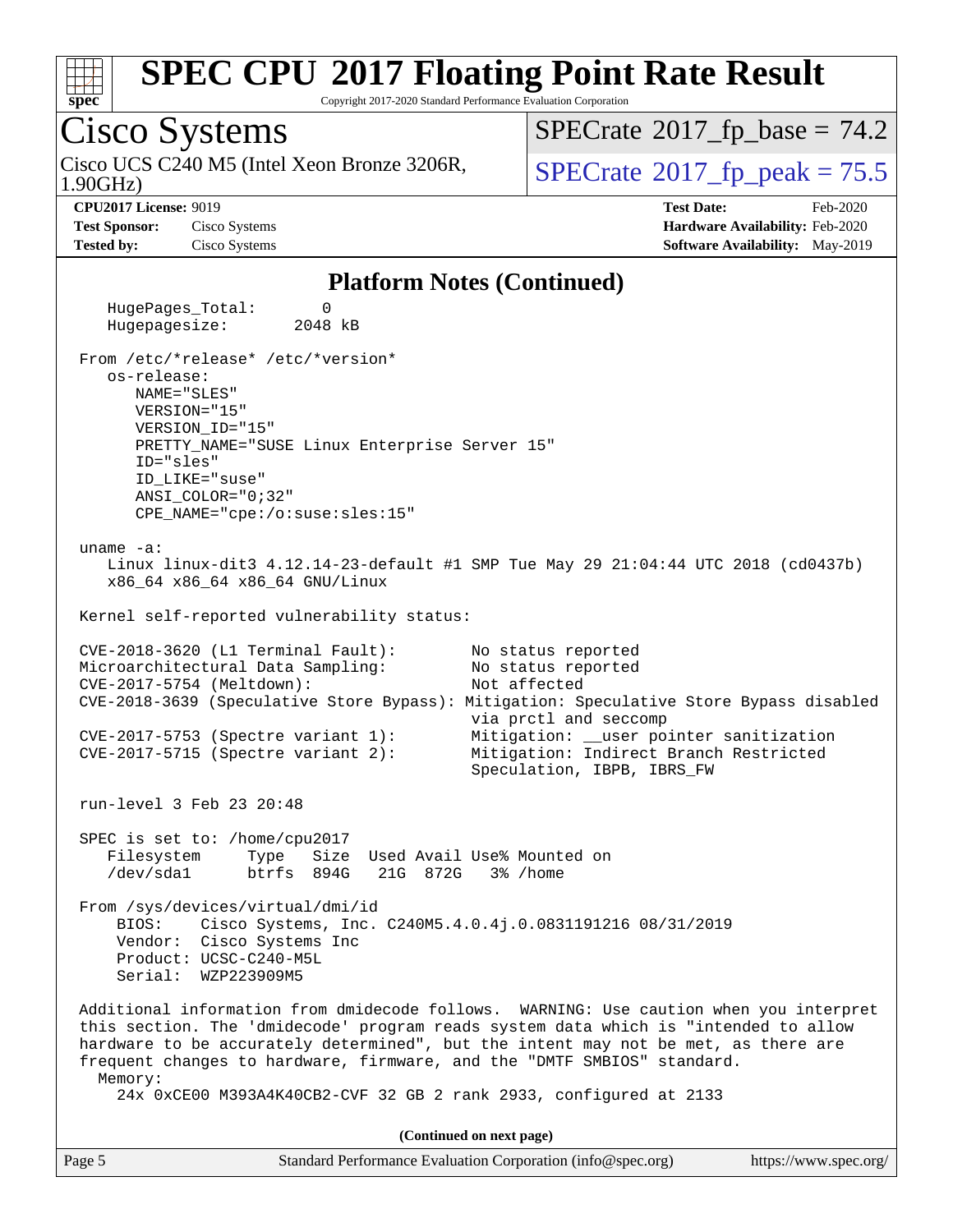# SPEC CPU 2017 Floating Point Rate Result

Copyright 2017-2020 Standard Performance Evaluation Corporation

## Cisco Systems

Cisco UCS C240 M5 (Intel Xeon Bronze 3206R, 1.90GHz)

SPECrate 2017_fp_base = 74.2

SPECrate 2017_fp_peak = 75.5

**CPU2017 License:** 9019
**Test Sponsor:** Cisco Systems
**Tested by:** Cisco Systems

**Test Date:** Feb-2020
**Hardware Availability:** Feb-2020
**Software Availability:** May-2019

### Platform Notes (Continued)

```
    HugePages_Total:       0
    Hugepagesize:       2048 kB

 From /etc/*release* /etc/*version*
    os-release:
       NAME="SLES"
       VERSION="15"
       VERSION_ID="15"
       PRETTY_NAME="SUSE Linux Enterprise Server 15"
       ID="sles"
       ID_LIKE="suse"
       ANSI_COLOR="0;32"
       CPE_NAME="cpe:/o:suse:sles:15"

 uname -a:
    Linux linux-dit3 4.12.14-23-default #1 SMP Tue May 29 21:04:44 UTC 2018 (cd0437b)
    x86_64 x86_64 x86_64 GNU/Linux

 Kernel self-reported vulnerability status:

 CVE-2018-3620 (L1 Terminal Fault):        No status reported
 Microarchitectural Data Sampling:         No status reported
 CVE-2017-5754 (Meltdown):                 Not affected
 CVE-2018-3639 (Speculative Store Bypass): Mitigation: Speculative Store Bypass disabled
                                           via prctl and seccomp
 CVE-2017-5753 (Spectre variant 1):        Mitigation: __user pointer sanitization
 CVE-2017-5715 (Spectre variant 2):        Mitigation: Indirect Branch Restricted
                                           Speculation, IBPB, IBRS_FW

 run-level 3 Feb 23 20:48

 SPEC is set to: /home/cpu2017
    Filesystem     Type   Size  Used Avail Use% Mounted on
    /dev/sda1      btrfs  894G   21G  872G   3% /home

 From /sys/devices/virtual/dmi/id
     BIOS:    Cisco Systems, Inc. C240M5.4.0.4j.0.0831191216 08/31/2019
     Vendor:  Cisco Systems Inc
     Product: UCSC-C240-M5L
     Serial:  WZP223909M5

 Additional information from dmidecode follows.  WARNING: Use caution when you interpret
 this section. The 'dmidecode' program reads system data which is "intended to allow
 hardware to be accurately determined", but the intent may not be met, as there are
 frequent changes to hardware, firmware, and the "DMTF SMBIOS" standard.
   Memory:
     24x 0xCE00 M393A4K40CB2-CVF 32 GB 2 rank 2933, configured at 2133
```

(Continued on next page)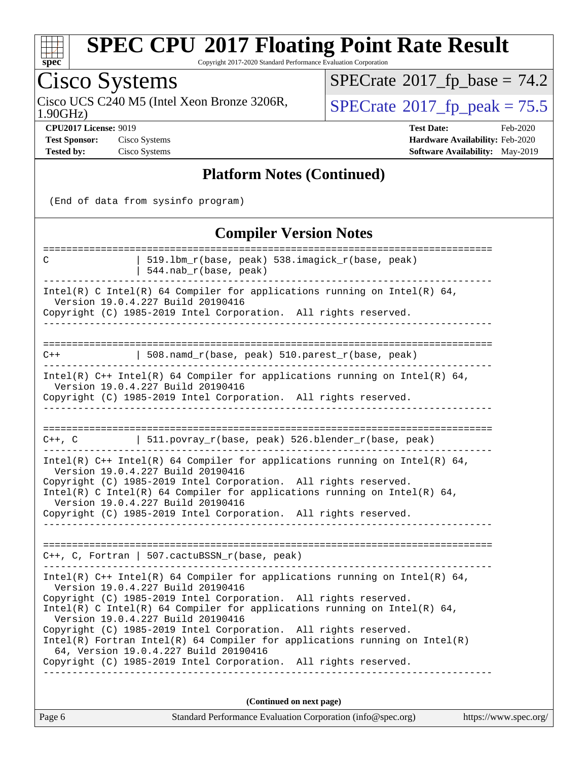## Platform Notes (Continued)

```
(End of data from sysinfo program)
```

## Compiler Version Notes

```
==============================================================================
C               | 519.lbm_r(base, peak) 538.imagick_r(base, peak)
                | 544.nab_r(base, peak)
------------------------------------------------------------------------------
Intel(R) C Intel(R) 64 Compiler for applications running on Intel(R) 64,
  Version 19.0.4.227 Build 20190416
Copyright (C) 1985-2019 Intel Corporation.  All rights reserved.
------------------------------------------------------------------------------

==============================================================================
C++             | 508.namd_r(base, peak) 510.parest_r(base, peak)
------------------------------------------------------------------------------
Intel(R) C++ Intel(R) 64 Compiler for applications running on Intel(R) 64,
  Version 19.0.4.227 Build 20190416
Copyright (C) 1985-2019 Intel Corporation.  All rights reserved.
------------------------------------------------------------------------------

==============================================================================
C++, C          | 511.povray_r(base, peak) 526.blender_r(base, peak)
------------------------------------------------------------------------------
Intel(R) C++ Intel(R) 64 Compiler for applications running on Intel(R) 64,
  Version 19.0.4.227 Build 20190416
Copyright (C) 1985-2019 Intel Corporation.  All rights reserved.
Intel(R) C Intel(R) 64 Compiler for applications running on Intel(R) 64,
  Version 19.0.4.227 Build 20190416
Copyright (C) 1985-2019 Intel Corporation.  All rights reserved.
------------------------------------------------------------------------------

==============================================================================
C++, C, Fortran | 507.cactuBSSN_r(base, peak)
------------------------------------------------------------------------------
Intel(R) C++ Intel(R) 64 Compiler for applications running on Intel(R) 64,
  Version 19.0.4.227 Build 20190416
Copyright (C) 1985-2019 Intel Corporation.  All rights reserved.
Intel(R) C Intel(R) 64 Compiler for applications running on Intel(R) 64,
  Version 19.0.4.227 Build 20190416
Copyright (C) 1985-2019 Intel Corporation.  All rights reserved.
Intel(R) Fortran Intel(R) 64 Compiler for applications running on Intel(R)
  64, Version 19.0.4.227 Build 20190416
Copyright (C) 1985-2019 Intel Corporation.  All rights reserved.
------------------------------------------------------------------------------
```

**(Continued on next page)**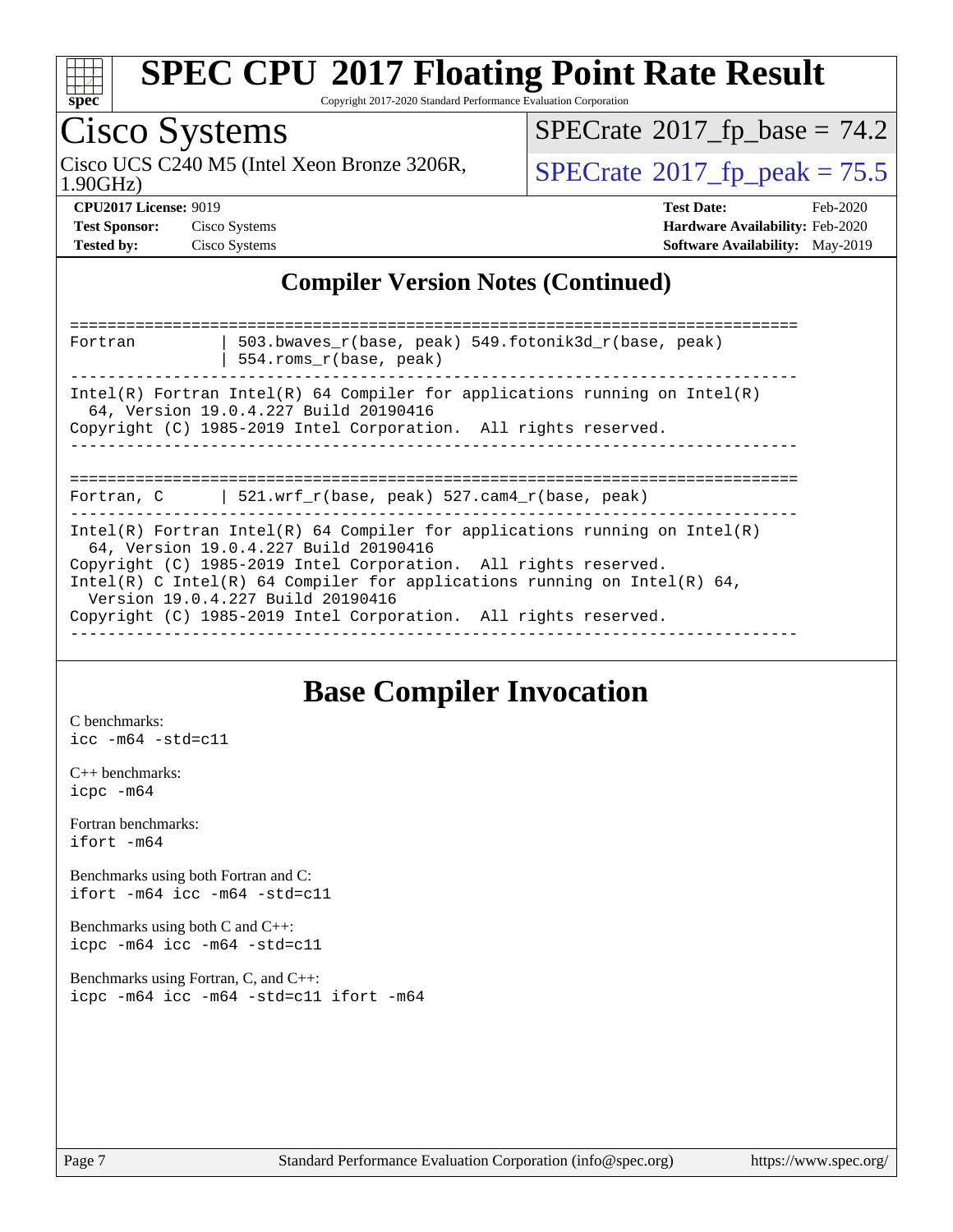# SPEC CPU 2017 Floating Point Rate Result

Copyright 2017-2020 Standard Performance Evaluation Corporation

## Cisco Systems

Cisco UCS C240 M5 (Intel Xeon Bronze 3206R, 1.90GHz)

SPECrate 2017_fp_base = 74.2

SPECrate 2017_fp_peak = 75.5

**CPU2017 License:** 9019
**Test Sponsor:** Cisco Systems
**Tested by:** Cisco Systems

**Test Date:** Feb-2020
**Hardware Availability:** Feb-2020
**Software Availability:** May-2019

## Compiler Version Notes (Continued)

```
==============================================================================
Fortran         | 503.bwaves_r(base, peak) 549.fotonik3d_r(base, peak)
                | 554.roms_r(base, peak)
------------------------------------------------------------------------------
Intel(R) Fortran Intel(R) 64 Compiler for applications running on Intel(R)
  64, Version 19.0.4.227 Build 20190416
Copyright (C) 1985-2019 Intel Corporation.  All rights reserved.
------------------------------------------------------------------------------

==============================================================================
Fortran, C      | 521.wrf_r(base, peak) 527.cam4_r(base, peak)
------------------------------------------------------------------------------
Intel(R) Fortran Intel(R) 64 Compiler for applications running on Intel(R)
  64, Version 19.0.4.227 Build 20190416
Copyright (C) 1985-2019 Intel Corporation.  All rights reserved.
Intel(R) C Intel(R) 64 Compiler for applications running on Intel(R) 64,
  Version 19.0.4.227 Build 20190416
Copyright (C) 1985-2019 Intel Corporation.  All rights reserved.
------------------------------------------------------------------------------
```

## Base Compiler Invocation

C benchmarks:
`icc -m64 -std=c11`

C++ benchmarks:
`icpc -m64`

Fortran benchmarks:
`ifort -m64`

Benchmarks using both Fortran and C:
`ifort -m64 icc -m64 -std=c11`

Benchmarks using both C and C++:
`icpc -m64 icc -m64 -std=c11`

Benchmarks using Fortran, C, and C++:
`icpc -m64 icc -m64 -std=c11 ifort -m64`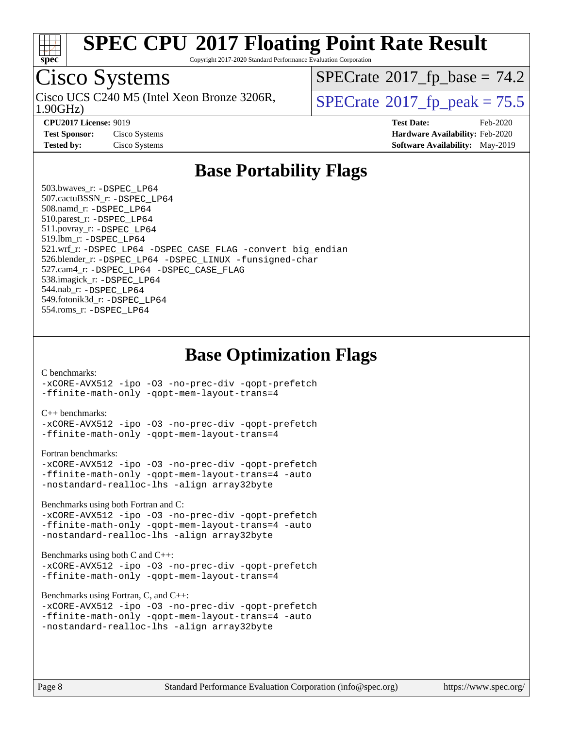# SPEC CPU 2017 Floating Point Rate Result

Copyright 2017-2020 Standard Performance Evaluation Corporation

## Cisco Systems

Cisco UCS C240 M5 (Intel Xeon Bronze 3206R, 1.90GHz)

SPECrate 2017_fp_base = 74.2

SPECrate 2017_fp_peak = 75.5

**CPU2017 License:** 9019
**Test Sponsor:** Cisco Systems
**Tested by:** Cisco Systems

**Test Date:** Feb-2020
**Hardware Availability:** Feb-2020
**Software Availability:** May-2019

## Base Portability Flags

503.bwaves_r: -DSPEC_LP64
507.cactuBSSN_r: -DSPEC_LP64
508.namd_r: -DSPEC_LP64
510.parest_r: -DSPEC_LP64
511.povray_r: -DSPEC_LP64
519.lbm_r: -DSPEC_LP64
521.wrf_r: -DSPEC_LP64 -DSPEC_CASE_FLAG -convert big_endian
526.blender_r: -DSPEC_LP64 -DSPEC_LINUX -funsigned-char
527.cam4_r: -DSPEC_LP64 -DSPEC_CASE_FLAG
538.imagick_r: -DSPEC_LP64
544.nab_r: -DSPEC_LP64
549.fotonik3d_r: -DSPEC_LP64
554.roms_r: -DSPEC_LP64

## Base Optimization Flags

C benchmarks:
-xCORE-AVX512 -ipo -O3 -no-prec-div -qopt-prefetch
-ffinite-math-only -qopt-mem-layout-trans=4

C++ benchmarks:
-xCORE-AVX512 -ipo -O3 -no-prec-div -qopt-prefetch
-ffinite-math-only -qopt-mem-layout-trans=4

Fortran benchmarks:
-xCORE-AVX512 -ipo -O3 -no-prec-div -qopt-prefetch
-ffinite-math-only -qopt-mem-layout-trans=4 -auto
-nostandard-realloc-lhs -align array32byte

Benchmarks using both Fortran and C:
-xCORE-AVX512 -ipo -O3 -no-prec-div -qopt-prefetch
-ffinite-math-only -qopt-mem-layout-trans=4 -auto
-nostandard-realloc-lhs -align array32byte

Benchmarks using both C and C++:
-xCORE-AVX512 -ipo -O3 -no-prec-div -qopt-prefetch
-ffinite-math-only -qopt-mem-layout-trans=4

Benchmarks using Fortran, C, and C++:
-xCORE-AVX512 -ipo -O3 -no-prec-div -qopt-prefetch
-ffinite-math-only -qopt-mem-layout-trans=4 -auto
-nostandard-realloc-lhs -align array32byte

Standard Performance Evaluation Corporation (info@spec.org) https://www.spec.org/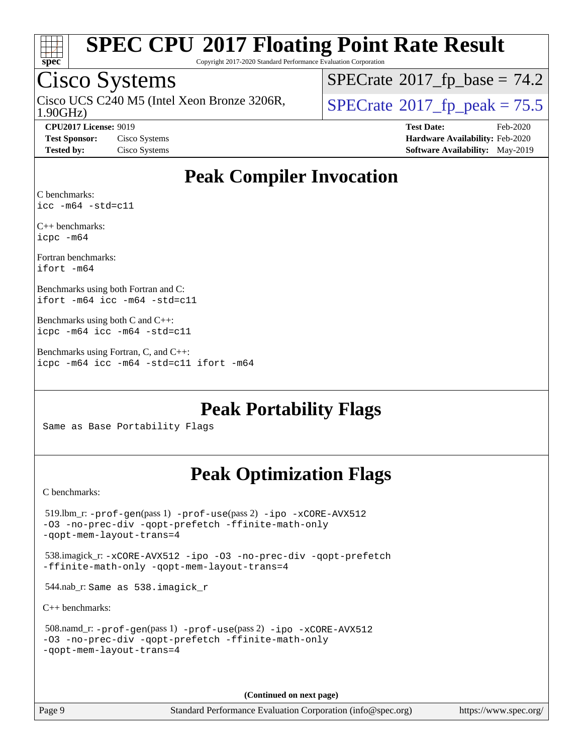# SPEC CPU 2017 Floating Point Rate Result

Copyright 2017-2020 Standard Performance Evaluation Corporation

## Cisco Systems

Cisco UCS C240 M5 (Intel Xeon Bronze 3206R, 1.90GHz)

SPECrate 2017_fp_base = 74.2

SPECrate 2017_fp_peak = 75.5

**CPU2017 License:** 9019
**Test Sponsor:** Cisco Systems
**Tested by:** Cisco Systems

**Test Date:** Feb-2020
**Hardware Availability:** Feb-2020
**Software Availability:** May-2019

## Peak Compiler Invocation

C benchmarks:
`icc -m64 -std=c11`

C++ benchmarks:
`icpc -m64`

Fortran benchmarks:
`ifort -m64`

Benchmarks using both Fortran and C:
`ifort -m64 icc -m64 -std=c11`

Benchmarks using both C and C++:
`icpc -m64 icc -m64 -std=c11`

Benchmarks using Fortran, C, and C++:
`icpc -m64 icc -m64 -std=c11 ifort -m64`

## Peak Portability Flags

Same as Base Portability Flags

## Peak Optimization Flags

C benchmarks:

519.lbm_r: `-prof-gen`(pass 1) `-prof-use`(pass 2) `-ipo -xCORE-AVX512 -O3 -no-prec-div -qopt-prefetch -ffinite-math-only -qopt-mem-layout-trans=4`

538.imagick_r: `-xCORE-AVX512 -ipo -O3 -no-prec-div -qopt-prefetch -ffinite-math-only -qopt-mem-layout-trans=4`

544.nab_r: Same as 538.imagick_r

C++ benchmarks:

508.namd_r: `-prof-gen`(pass 1) `-prof-use`(pass 2) `-ipo -xCORE-AVX512 -O3 -no-prec-div -qopt-prefetch -ffinite-math-only -qopt-mem-layout-trans=4`

**(Continued on next page)**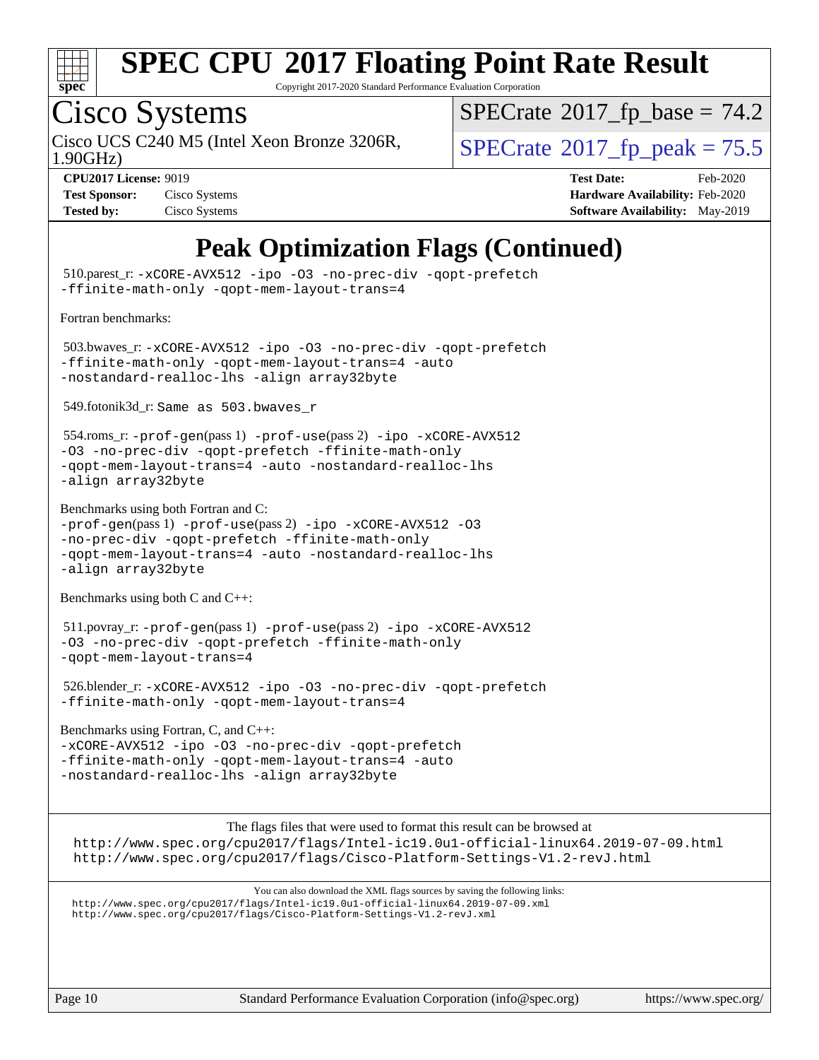# SPEC CPU 2017 Floating Point Rate Result

Copyright 2017-2020 Standard Performance Evaluation Corporation

## Cisco Systems

Cisco UCS C240 M5 (Intel Xeon Bronze 3206R, 1.90GHz)

SPECrate 2017_fp_base = 74.2

SPECrate 2017_fp_peak = 75.5

**CPU2017 License:** 9019
**Test Sponsor:** Cisco Systems
**Tested by:** Cisco Systems

**Test Date:** Feb-2020
**Hardware Availability:** Feb-2020
**Software Availability:** May-2019

## Peak Optimization Flags (Continued)

510.parest_r: -xCORE-AVX512 -ipo -O3 -no-prec-div -qopt-prefetch -ffinite-math-only -qopt-mem-layout-trans=4

Fortran benchmarks:

503.bwaves_r: -xCORE-AVX512 -ipo -O3 -no-prec-div -qopt-prefetch -ffinite-math-only -qopt-mem-layout-trans=4 -auto -nostandard-realloc-lhs -align array32byte

549.fotonik3d_r: Same as 503.bwaves_r

554.roms_r: -prof-gen(pass 1) -prof-use(pass 2) -ipo -xCORE-AVX512 -O3 -no-prec-div -qopt-prefetch -ffinite-math-only -qopt-mem-layout-trans=4 -auto -nostandard-realloc-lhs -align array32byte

Benchmarks using both Fortran and C:
-prof-gen(pass 1) -prof-use(pass 2) -ipo -xCORE-AVX512 -O3 -no-prec-div -qopt-prefetch -ffinite-math-only -qopt-mem-layout-trans=4 -auto -nostandard-realloc-lhs -align array32byte

Benchmarks using both C and C++:

511.povray_r: -prof-gen(pass 1) -prof-use(pass 2) -ipo -xCORE-AVX512 -O3 -no-prec-div -qopt-prefetch -ffinite-math-only -qopt-mem-layout-trans=4

526.blender_r: -xCORE-AVX512 -ipo -O3 -no-prec-div -qopt-prefetch -ffinite-math-only -qopt-mem-layout-trans=4

Benchmarks using Fortran, C, and C++:
-xCORE-AVX512 -ipo -O3 -no-prec-div -qopt-prefetch -ffinite-math-only -qopt-mem-layout-trans=4 -auto -nostandard-realloc-lhs -align array32byte

The flags files that were used to format this result can be browsed at
http://www.spec.org/cpu2017/flags/Intel-ic19.0u1-official-linux64.2019-07-09.html
http://www.spec.org/cpu2017/flags/Cisco-Platform-Settings-V1.2-revJ.html

You can also download the XML flags sources by saving the following links:
http://www.spec.org/cpu2017/flags/Intel-ic19.0u1-official-linux64.2019-07-09.xml
http://www.spec.org/cpu2017/flags/Cisco-Platform-Settings-V1.2-revJ.xml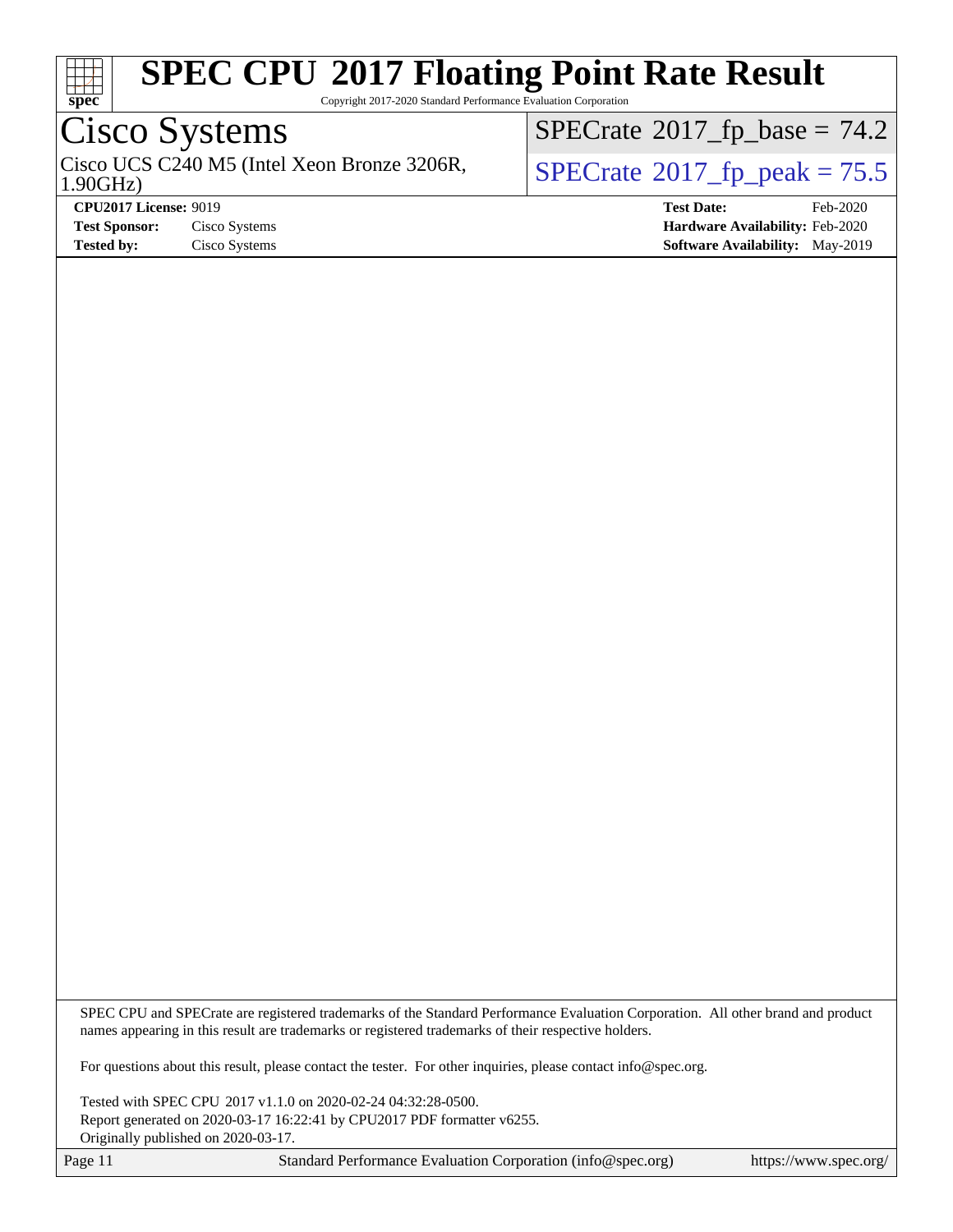SPEC CPU and SPECrate are registered trademarks of the Standard Performance Evaluation Corporation. All other brand and product names appearing in this result are trademarks or registered trademarks of their respective holders.

For questions about this result, please contact the tester. For other inquiries, please contact info@spec.org.

Tested with SPEC CPU 2017 v1.1.0 on 2020-02-24 04:32:28-0500.
Report generated on 2020-03-17 16:22:41 by CPU2017 PDF formatter v6255.
Originally published on 2020-03-17.